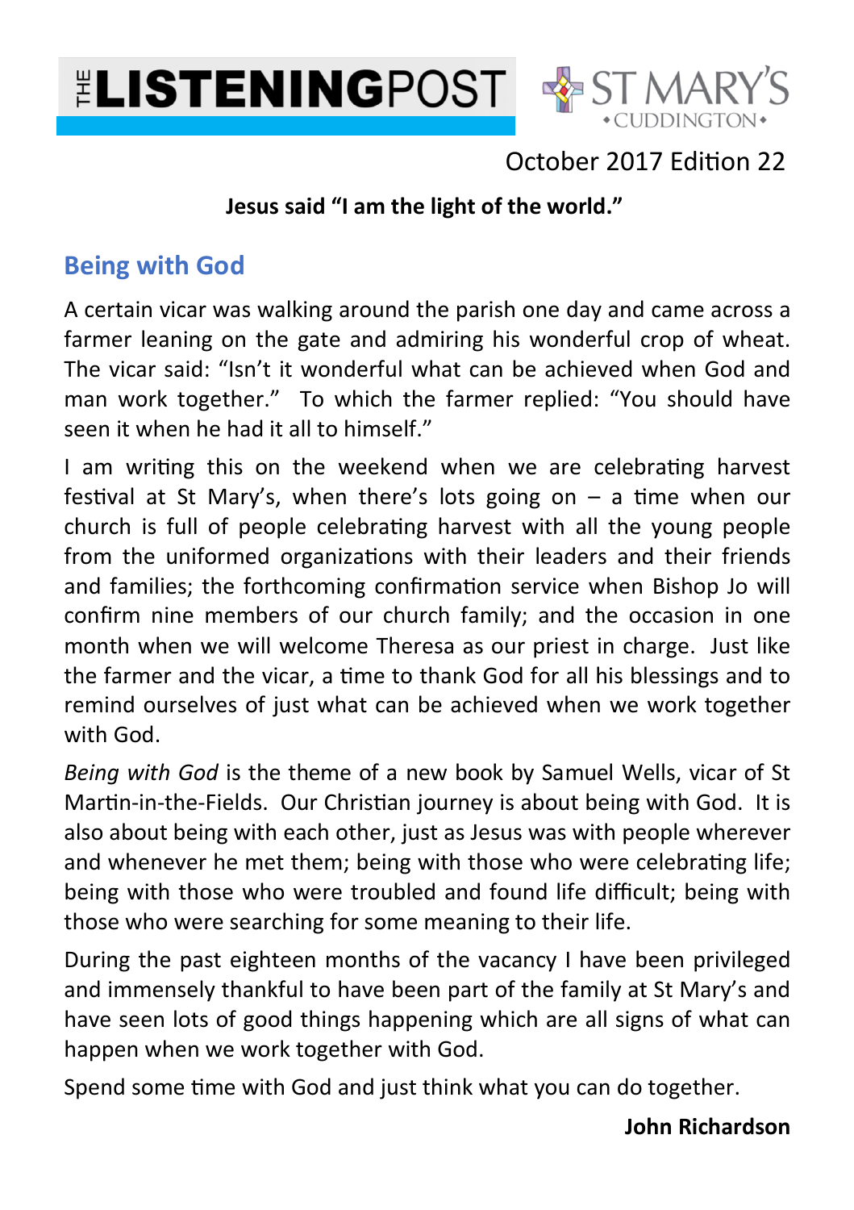# THE LISTENINGPOST

ST MARY'S CUDDINGTON

October 2017 Edition 22

**Jesus said "I am the light of the world."**

## Being with God

A certain vicar was walking around the parish one day and came across a farmer leaning on the gate and admiring his wonderful crop of wheat. The vicar said: "Isn't it wonderful what can be achieved when God and man work together." To which the farmer replied: "You should have seen it when he had it all to himself."

I am writing this on the weekend when we are celebrating harvest festival at St Mary's, when there's lots going on – a time when our church is full of people celebrating harvest with all the young people from the uniformed organizations with their leaders and their friends and families; the forthcoming confirmation service when Bishop Jo will confirm nine members of our church family; and the occasion in one month when we will welcome Theresa as our priest in charge. Just like the farmer and the vicar, a time to thank God for all his blessings and to remind ourselves of just what can be achieved when we work together with God.

*Being with God* is the theme of a new book by Samuel Wells, vicar of St Martin-in-the-Fields. Our Christian journey is about being with God. It is also about being with each other, just as Jesus was with people wherever and whenever he met them; being with those who were celebrating life; being with those who were troubled and found life difficult; being with those who were searching for some meaning to their life.

During the past eighteen months of the vacancy I have been privileged and immensely thankful to have been part of the family at St Mary's and have seen lots of good things happening which are all signs of what can happen when we work together with God.

Spend some time with God and just think what you can do together.

**John Richardson**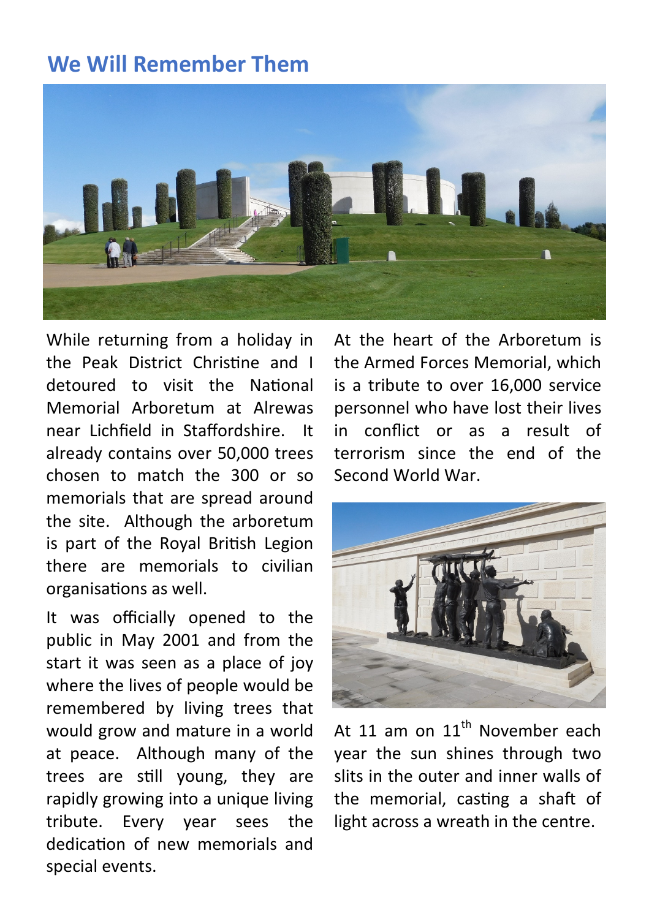## We Will Remember Them

While returning from a holiday in the Peak District Christine and I detoured to visit the National Memorial Arboretum at Alrewas near Lichfield in Staffordshire. It already contains over 50,000 trees chosen to match the 300 or so memorials that are spread around the site. Although the arboretum is part of the Royal British Legion there are memorials to civilian organisations as well.

It was officially opened to the public in May 2001 and from the start it was seen as a place of joy where the lives of people would be remembered by living trees that would grow and mature in a world at peace. Although many of the trees are still young, they are rapidly growing into a unique living tribute. Every year sees the dedication of new memorials and special events.

At the heart of the Arboretum is the Armed Forces Memorial, which is a tribute to over 16,000 service personnel who have lost their lives in conflict or as a result of terrorism since the end of the Second World War.

At 11 am on 11th November each year the sun shines through two slits in the outer and inner walls of the memorial, casting a shaft of light across a wreath in the centre.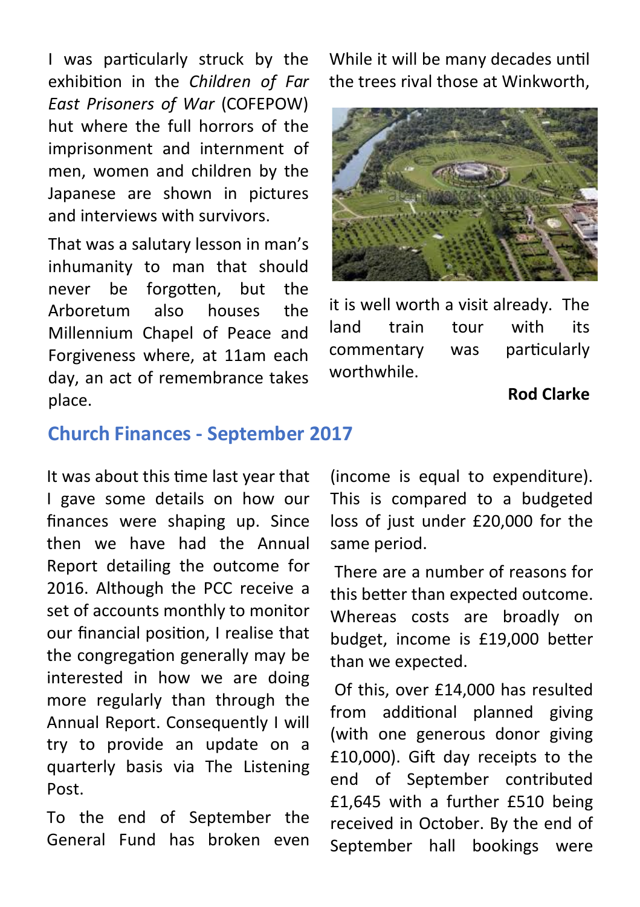I was particularly struck by the exhibition in the *Children of Far East Prisoners of War* (COFEPOW) hut where the full horrors of the imprisonment and internment of men, women and children by the Japanese are shown in pictures and interviews with survivors.

That was a salutary lesson in man's inhumanity to man that should never be forgotten, but the Arboretum also houses the Millennium Chapel of Peace and Forgiveness where, at 11am each day, an act of remembrance takes place.

While it will be many decades until the trees rival those at Winkworth, it is well worth a visit already. The land train tour with its commentary was particularly worthwhile.

**Rod Clarke**

## Church Finances - September 2017

It was about this time last year that I gave some details on how our finances were shaping up. Since then we have had the Annual Report detailing the outcome for 2016. Although the PCC receive a set of accounts monthly to monitor our financial position, I realise that the congregation generally may be interested in how we are doing more regularly than through the Annual Report. Consequently I will try to provide an update on a quarterly basis via The Listening Post.

To the end of September the General Fund has broken even (income is equal to expenditure). This is compared to a budgeted loss of just under £20,000 for the same period.

There are a number of reasons for this better than expected outcome. Whereas costs are broadly on budget, income is £19,000 better than we expected.

Of this, over £14,000 has resulted from additional planned giving (with one generous donor giving £10,000). Gift day receipts to the end of September contributed £1,645 with a further £510 being received in October. By the end of September hall bookings were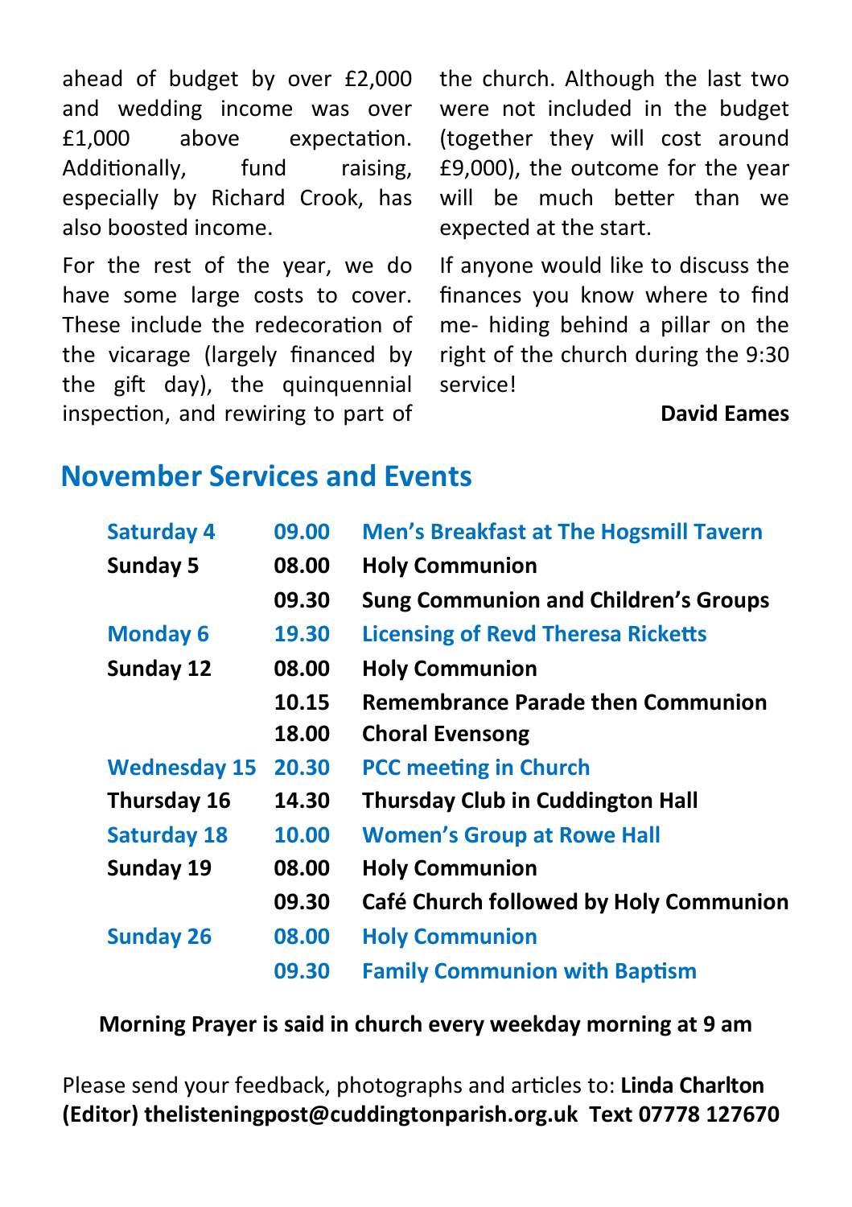ahead of budget by over £2,000 and wedding income was over £1,000 above expectation. Additionally, fund raising, especially by Richard Crook, has also boosted income.

For the rest of the year, we do have some large costs to cover. These include the redecoration of the vicarage (largely financed by the gift day), the quinquennial inspection, and rewiring to part of the church. Although the last two were not included in the budget (together they will cost around £9,000), the outcome for the year will be much better than we expected at the start.

If anyone would like to discuss the finances you know where to find me- hiding behind a pillar on the right of the church during the 9:30 service!

**David Eames**

## November Services and Events

| | | |
|---|---|---|
| **Saturday 4** | **09.00** | **Men's Breakfast at The Hogsmill Tavern** |
| **Sunday 5** | **08.00** | **Holy Communion** |
| | **09.30** | **Sung Communion and Children's Groups** |
| **Monday 6** | **19.30** | **Licensing of Revd Theresa Ricketts** |
| **Sunday 12** | **08.00** | **Holy Communion** |
| | **10.15** | **Remembrance Parade then Communion** |
| | **18.00** | **Choral Evensong** |
| **Wednesday 15** | **20.30** | **PCC meeting in Church** |
| **Thursday 16** | **14.30** | **Thursday Club in Cuddington Hall** |
| **Saturday 18** | **10.00** | **Women's Group at Rowe Hall** |
| **Sunday 19** | **08.00** | **Holy Communion** |
| | **09.30** | **Café Church followed by Holy Communion** |
| **Sunday 26** | **08.00** | **Holy Communion** |
| | **09.30** | **Family Communion with Baptism** |

**Morning Prayer is said in church every weekday morning at 9 am**

Please send your feedback, photographs and articles to: **Linda Charlton (Editor) thelisteningpost@cuddingtonparish.org.uk Text 07778 127670**